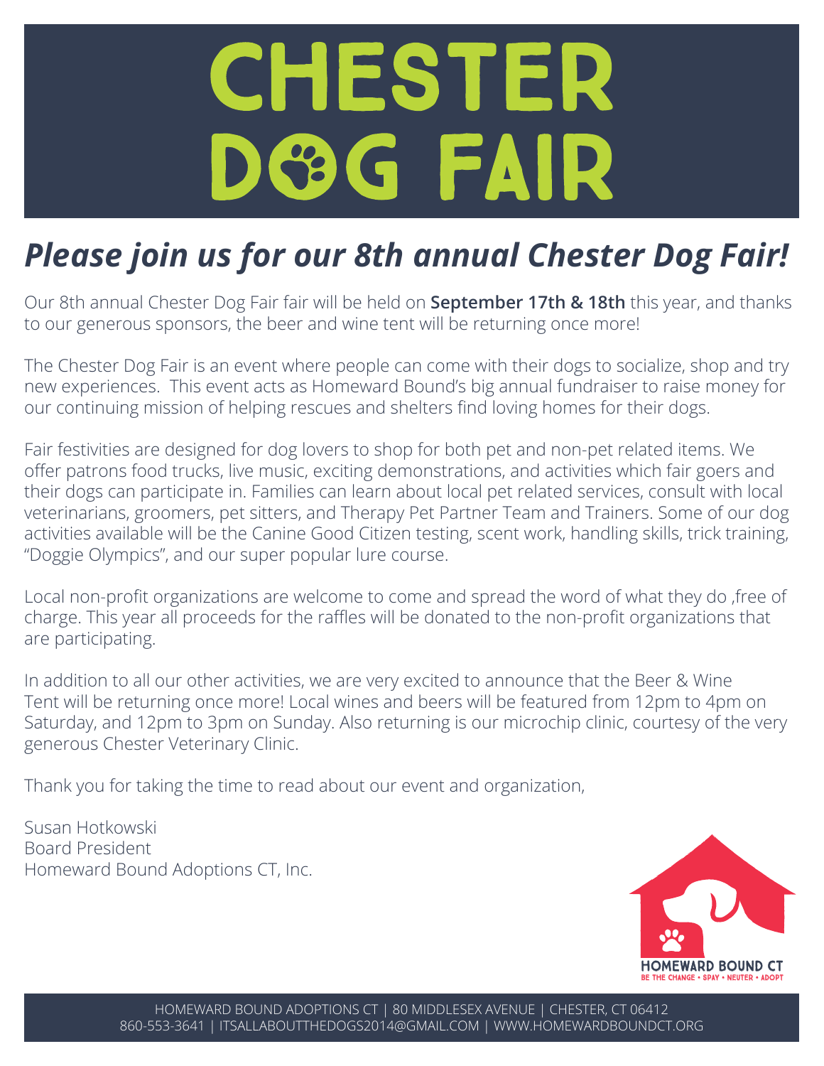# CHESTER DOG FAIR

## *Please join us for our 8th annual Chester Dog Fair!*

Our 8th annual Chester Dog Fair fair will be held on **September 17th & 18th** this year, and thanks to our generous sponsors, the beer and wine tent will be returning once more!

The Chester Dog Fair is an event where people can come with their dogs to socialize, shop and try new experiences. This event acts as Homeward Bound's big annual fundraiser to raise money for our continuing mission of helping rescues and shelters find loving homes for their dogs.

Fair festivities are designed for dog lovers to shop for both pet and non-pet related items. We offer patrons food trucks, live music, exciting demonstrations, and activities which fair goers and their dogs can participate in. Families can learn about local pet related services, consult with local veterinarians, groomers, pet sitters, and Therapy Pet Partner Team and Trainers. Some of our dog activities available will be the Canine Good Citizen testing, scent work, handling skills, trick training, "Doggie Olympics", and our super popular lure course.

Local non-profit organizations are welcome to come and spread the word of what they do ,free of charge. This year all proceeds for the raffles will be donated to the non-profit organizations that are participating.

In addition to all our other activities, we are very excited to announce that the Beer & Wine Tent will be returning once more! Local wines and beers will be featured from 12pm to 4pm on Saturday, and 12pm to 3pm on Sunday. Also returning is our microchip clinic, courtesy of the very generous Chester Veterinary Clinic.

Thank you for taking the time to read about our event and organization,

Susan Hotkowski
Board President
Homeward Bound Adoptions CT, Inc.

HOMEWARD BOUND CT
BE THE CHANGE • SPAY • NEUTER • ADOPT

HOMEWARD BOUND ADOPTIONS CT | 80 MIDDLESEX AVENUE | CHESTER, CT 06412
860-553-3641 | ITSALLABOUTTHEDOGS2014@GMAIL.COM | WWW.HOMEWARDBOUNDCT.ORG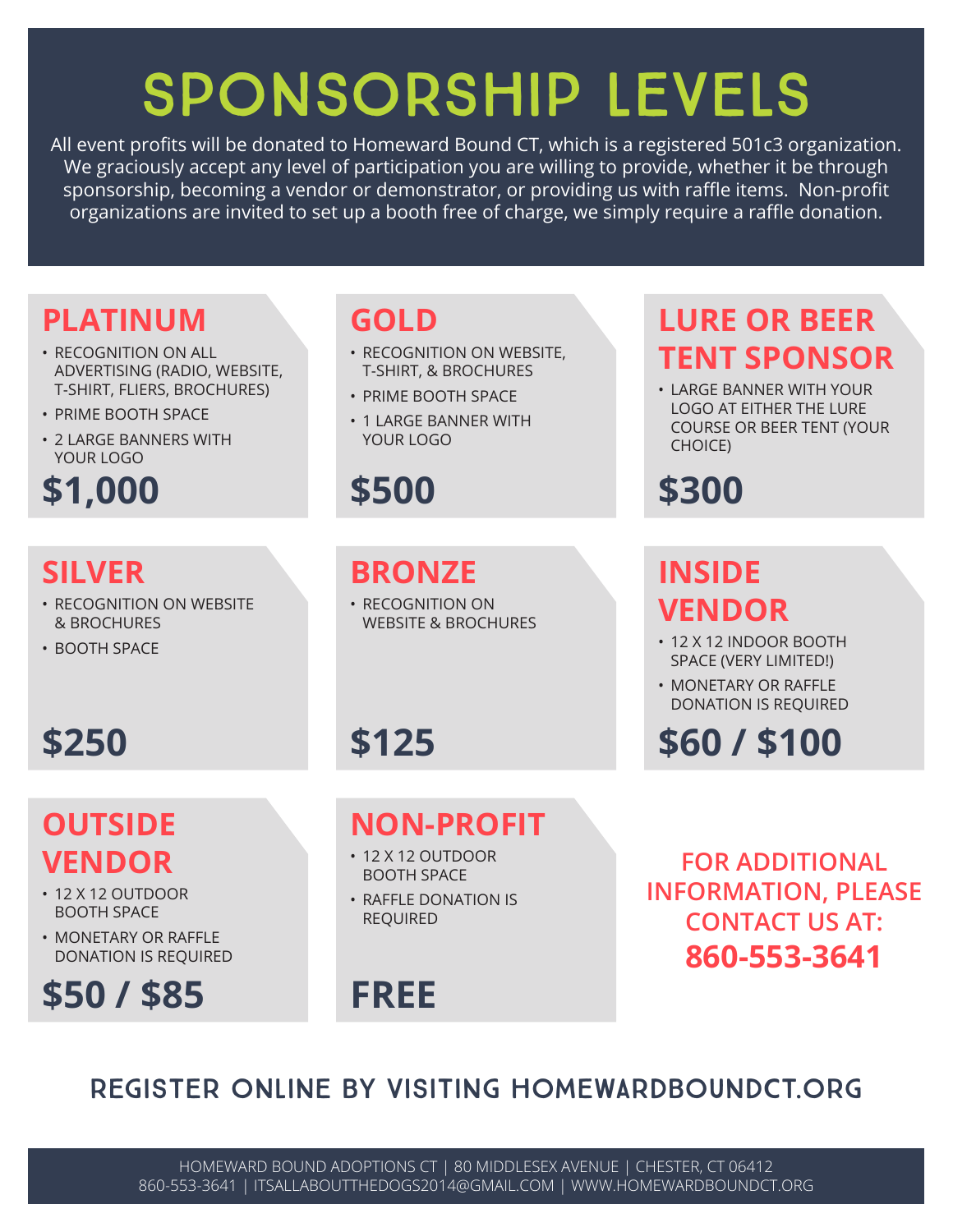# SPONSORSHIP LEVELS

All event profits will be donated to Homeward Bound CT, which is a registered 501c3 organization. We graciously accept any level of participation you are willing to provide, whether it be through sponsorship, becoming a vendor or demonstrator, or providing us with raffle items. Non-profit organizations are invited to set up a booth free of charge, we simply require a raffle donation.

## PLATINUM

- RECOGNITION ON ALL ADVERTISING (RADIO, WEBSITE, T-SHIRT, FLIERS, BROCHURES)
- PRIME BOOTH SPACE
- 2 LARGE BANNERS WITH YOUR LOGO

**$1,000**

## GOLD

- RECOGNITION ON WEBSITE, T-SHIRT, & BROCHURES
- PRIME BOOTH SPACE
- 1 LARGE BANNER WITH YOUR LOGO

**$500**

## LURE OR BEER TENT SPONSOR

- LARGE BANNER WITH YOUR LOGO AT EITHER THE LURE COURSE OR BEER TENT (YOUR CHOICE)

**$300**

## SILVER

- RECOGNITION ON WEBSITE & BROCHURES
- BOOTH SPACE

**$250**

## BRONZE

- RECOGNITION ON WEBSITE & BROCHURES

**$125**

## INSIDE VENDOR

- 12 X 12 INDOOR BOOTH SPACE (VERY LIMITED!)
- MONETARY OR RAFFLE DONATION IS REQUIRED

**$60 / $100**

## OUTSIDE VENDOR

- 12 X 12 OUTDOOR BOOTH SPACE
- MONETARY OR RAFFLE DONATION IS REQUIRED

**$50 / $85**

## NON-PROFIT

- 12 X 12 OUTDOOR BOOTH SPACE
- RAFFLE DONATION IS REQUIRED

**FREE**

**FOR ADDITIONAL INFORMATION, PLEASE CONTACT US AT:**
**860-553-3641**

## REGISTER ONLINE BY VISITING HOMEWARDBOUNDCT.ORG

HOMEWARD BOUND ADOPTIONS CT | 80 MIDDLESEX AVENUE | CHESTER, CT 06412
860-553-3641 | ITSALLABOUTTHEDOGS2014@GMAIL.COM | WWW.HOMEWARDBOUNDCT.ORG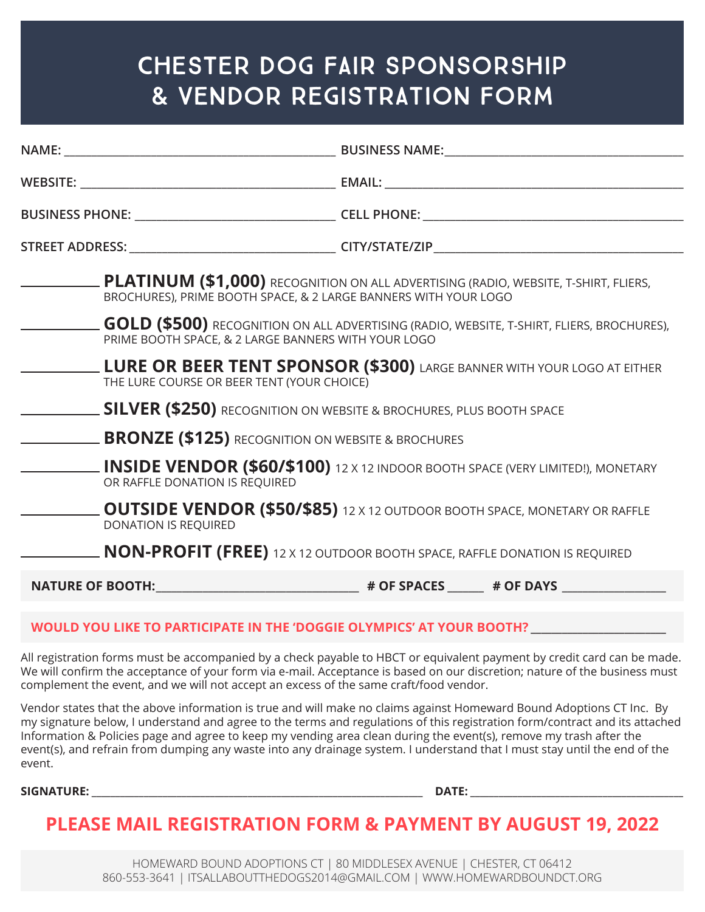# CHESTER DOG FAIR SPONSORSHIP & VENDOR REGISTRATION FORM

**NAME:** ______________________________ **BUSINESS NAME:** ______________________________

**WEBSITE:** ______________________________ **EMAIL:** ______________________________

**BUSINESS PHONE:** ______________________________ **CELL PHONE:** ______________________________

**STREET ADDRESS:** ______________________________ **CITY/STATE/ZIP** ______________________________

__________ **PLATINUM ($1,000)** RECOGNITION ON ALL ADVERTISING (RADIO, WEBSITE, T-SHIRT, FLIERS, BROCHURES), PRIME BOOTH SPACE, & 2 LARGE BANNERS WITH YOUR LOGO

__________ **GOLD ($500)** RECOGNITION ON ALL ADVERTISING (RADIO, WEBSITE, T-SHIRT, FLIERS, BROCHURES), PRIME BOOTH SPACE, & 2 LARGE BANNERS WITH YOUR LOGO

__________ **LURE OR BEER TENT SPONSOR ($300)** LARGE BANNER WITH YOUR LOGO AT EITHER THE LURE COURSE OR BEER TENT (YOUR CHOICE)

__________ **SILVER ($250)** RECOGNITION ON WEBSITE & BROCHURES, PLUS BOOTH SPACE

__________ **BRONZE ($125)** RECOGNITION ON WEBSITE & BROCHURES

__________ **INSIDE VENDOR ($60/$100)** 12 X 12 INDOOR BOOTH SPACE (VERY LIMITED!), MONETARY OR RAFFLE DONATION IS REQUIRED

__________ **OUTSIDE VENDOR ($50/$85)** 12 X 12 OUTDOOR BOOTH SPACE, MONETARY OR RAFFLE DONATION IS REQUIRED

__________ **NON-PROFIT (FREE)** 12 X 12 OUTDOOR BOOTH SPACE, RAFFLE DONATION IS REQUIRED

**NATURE OF BOOTH:** ______________________________ **# OF SPACES** ______ **# OF DAYS** ______________

**WOULD YOU LIKE TO PARTICIPATE IN THE 'DOGGIE OLYMPICS' AT YOUR BOOTH?** ______________________

All registration forms must be accompanied by a check payable to HBCT or equivalent payment by credit card can be made. We will confirm the acceptance of your form via e-mail. Acceptance is based on our discretion; nature of the business must complement the event, and we will not accept an excess of the same craft/food vendor.

Vendor states that the above information is true and will make no claims against Homeward Bound Adoptions CT Inc. By my signature below, I understand and agree to the terms and regulations of this registration form/contract and its attached Information & Policies page and agree to keep my vending area clean during the event(s), remove my trash after the event(s), and refrain from dumping any waste into any drainage system. I understand that I must stay until the end of the event.

**SIGNATURE:** ______________________________________________ **DATE:** ______________________________

## PLEASE MAIL REGISTRATION FORM & PAYMENT BY AUGUST 19, 2022

HOMEWARD BOUND ADOPTIONS CT | 80 MIDDLESEX AVENUE | CHESTER, CT 06412
860-553-3641 | ITSALLABOUTTHEDOGS2014@GMAIL.COM | WWW.HOMEWARDBOUNDCT.ORG